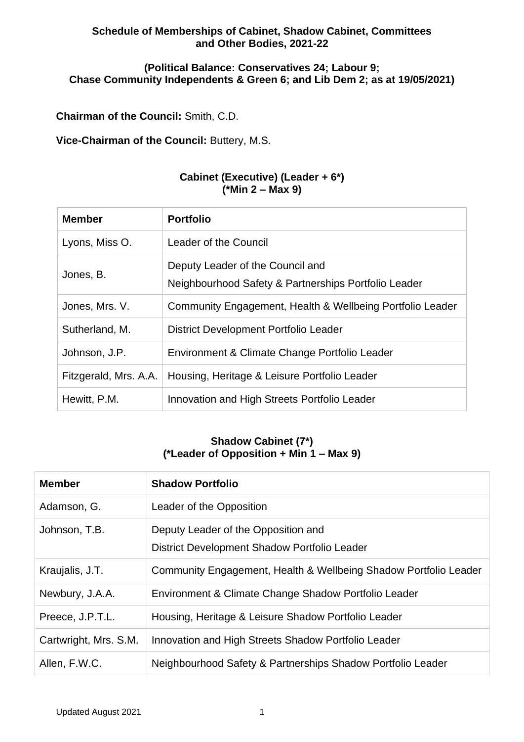# Schedule of Memberships of Cabinet, Shadow Cabinet, Committees and Other Bodies, 2021-22

**(Political Balance: Conservatives 24; Labour 9; Chase Community Independents & Green 6; and Lib Dem 2; as at 19/05/2021)**

**Chairman of the Council:** Smith, C.D.

**Vice-Chairman of the Council:** Buttery, M.S.

## Cabinet (Executive) (Leader + 6*) (*Min 2 – Max 9)

| Member | Portfolio |
|---|---|
| Lyons, Miss O. | Leader of the Council |
| Jones, B. | Deputy Leader of the Council and<br>Neighbourhood Safety & Partnerships Portfolio Leader |
| Jones, Mrs. V. | Community Engagement, Health & Wellbeing Portfolio Leader |
| Sutherland, M. | District Development Portfolio Leader |
| Johnson, J.P. | Environment & Climate Change Portfolio Leader |
| Fitzgerald, Mrs. A.A. | Housing, Heritage & Leisure Portfolio Leader |
| Hewitt, P.M. | Innovation and High Streets Portfolio Leader |

## Shadow Cabinet (7*) (*Leader of Opposition + Min 1 – Max 9)

| Member | Shadow Portfolio |
|---|---|
| Adamson, G. | Leader of the Opposition |
| Johnson, T.B. | Deputy Leader of the Opposition and<br>District Development Shadow Portfolio Leader |
| Kraujalis, J.T. | Community Engagement, Health & Wellbeing Shadow Portfolio Leader |
| Newbury, J.A.A. | Environment & Climate Change Shadow Portfolio Leader |
| Preece, J.P.T.L. | Housing, Heritage & Leisure Shadow Portfolio Leader |
| Cartwright, Mrs. S.M. | Innovation and High Streets Shadow Portfolio Leader |
| Allen, F.W.C. | Neighbourhood Safety & Partnerships Shadow Portfolio Leader |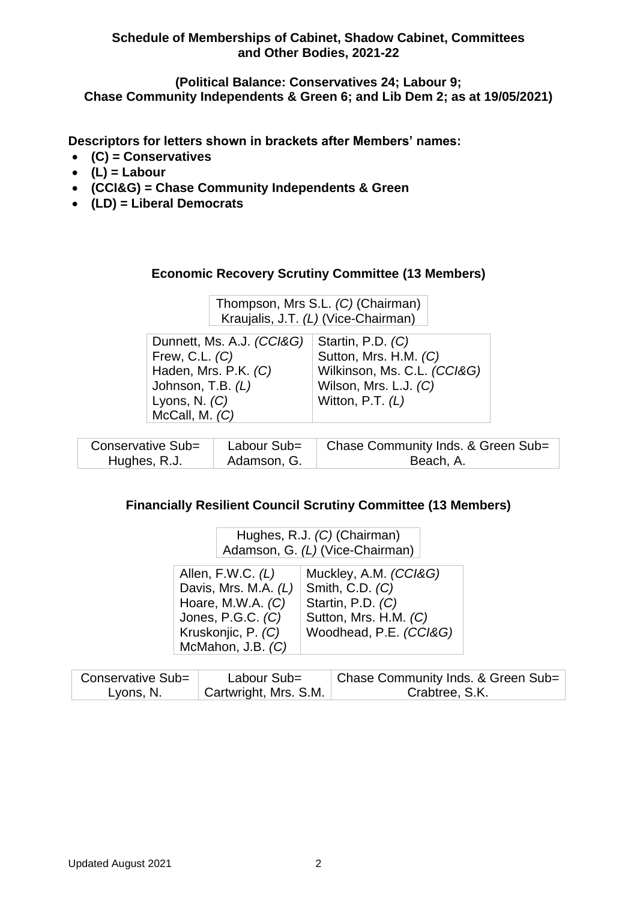**Schedule of Memberships of Cabinet, Shadow Cabinet, Committees and Other Bodies, 2021-22**

**(Political Balance: Conservatives 24; Labour 9; Chase Community Independents & Green 6; and Lib Dem 2; as at 19/05/2021)**

**Descriptors for letters shown in brackets after Members' names:**

- **(C) = Conservatives**
- **(L) = Labour**
- **(CCI&G) = Chase Community Independents & Green**
- **(LD) = Liberal Democrats**

### Economic Recovery Scrutiny Committee (13 Members)

Thompson, Mrs S.L. *(C)* (Chairman)
Kraujalis, J.T. *(L)* (Vice-Chairman)

| | |
|---|---|
| Dunnett, Ms. A.J. *(CCI&G)* | Startin, P.D. *(C)* |
| Frew, C.L. *(C)* | Sutton, Mrs. H.M. *(C)* |
| Haden, Mrs. P.K. *(C)* | Wilkinson, Ms. C.L. *(CCI&G)* |
| Johnson, T.B. *(L)* | Wilson, Mrs. L.J. *(C)* |
| Lyons, N. *(C)* | Witton, P.T. *(L)* |
| McCall, M. *(C)* | |

| Conservative Sub= | Labour Sub= | Chase Community Inds. & Green Sub= |
|---|---|---|
| Hughes, R.J. | Adamson, G. | Beach, A. |

### Financially Resilient Council Scrutiny Committee (13 Members)

Hughes, R.J. *(C)* (Chairman)
Adamson, G. *(L)* (Vice-Chairman)

| | |
|---|---|
| Allen, F.W.C. *(L)* | Muckley, A.M. *(CCI&G)* |
| Davis, Mrs. M.A. *(L)* | Smith, C.D. *(C)* |
| Hoare, M.W.A. *(C)* | Startin, P.D. *(C)* |
| Jones, P.G.C. *(C)* | Sutton, Mrs. H.M. *(C)* |
| Kruskonjic, P. *(C)* | Woodhead, P.E. *(CCI&G)* |
| McMahon, J.B. *(C)* | |

| Conservative Sub= | Labour Sub= | Chase Community Inds. & Green Sub= |
|---|---|---|
| Lyons, N. | Cartwright, Mrs. S.M. | Crabtree, S.K. |

Updated August 2021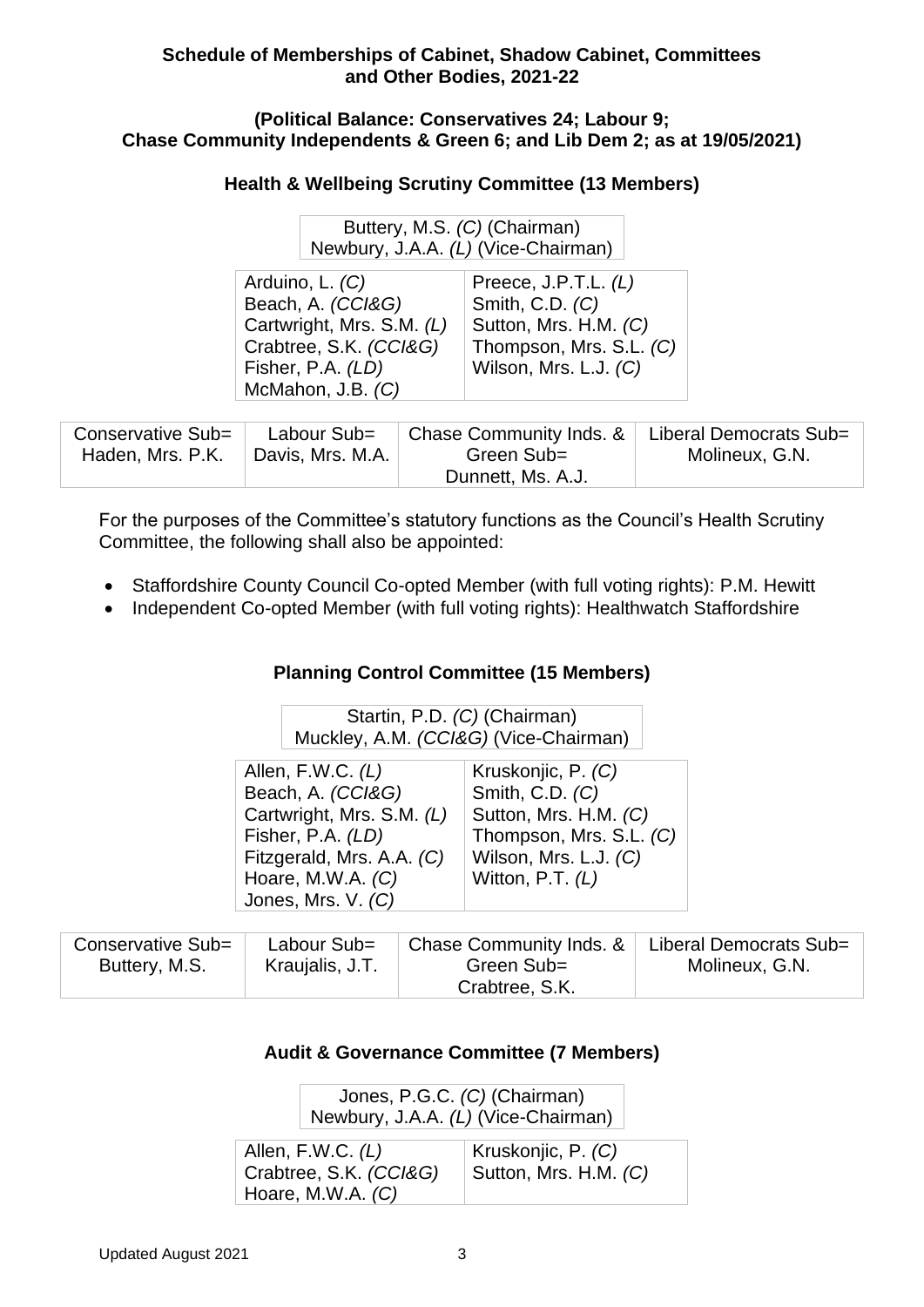**Schedule of Memberships of Cabinet, Shadow Cabinet, Committees and Other Bodies, 2021-22**

**(Political Balance: Conservatives 24; Labour 9; Chase Community Independents & Green 6; and Lib Dem 2; as at 19/05/2021)**

## Health & Wellbeing Scrutiny Committee (13 Members)

Buttery, M.S. *(C)* (Chairman)
Newbury, J.A.A. *(L)* (Vice-Chairman)

| | |
|---|---|
| Arduino, L. *(C)* | Preece, J.P.T.L. *(L)* |
| Beach, A. *(CCI&G)* | Smith, C.D. *(C)* |
| Cartwright, Mrs. S.M. *(L)* | Sutton, Mrs. H.M. *(C)* |
| Crabtree, S.K. *(CCI&G)* | Thompson, Mrs. S.L. *(C)* |
| Fisher, P.A. *(LD)* | Wilson, Mrs. L.J. *(C)* |
| McMahon, J.B. *(C)* | |

| Conservative Sub= | Labour Sub= | Chase Community Inds. & Green Sub= | Liberal Democrats Sub= |
|---|---|---|---|
| Haden, Mrs. P.K. | Davis, Mrs. M.A. | Dunnett, Ms. A.J. | Molineux, G.N. |

For the purposes of the Committee's statutory functions as the Council's Health Scrutiny Committee, the following shall also be appointed:

- Staffordshire County Council Co-opted Member (with full voting rights): P.M. Hewitt
- Independent Co-opted Member (with full voting rights): Healthwatch Staffordshire

## Planning Control Committee (15 Members)

Startin, P.D. *(C)* (Chairman)
Muckley, A.M. *(CCI&G)* (Vice-Chairman)

| | |
|---|---|
| Allen, F.W.C. *(L)* | Kruskonjic, P. *(C)* |
| Beach, A. *(CCI&G)* | Smith, C.D. *(C)* |
| Cartwright, Mrs. S.M. *(L)* | Sutton, Mrs. H.M. *(C)* |
| Fisher, P.A. *(LD)* | Thompson, Mrs. S.L. *(C)* |
| Fitzgerald, Mrs. A.A. *(C)* | Wilson, Mrs. L.J. *(C)* |
| Hoare, M.W.A. *(C)* | Witton, P.T. *(L)* |
| Jones, Mrs. V. *(C)* | |

| Conservative Sub= | Labour Sub= | Chase Community Inds. & Green Sub= | Liberal Democrats Sub= |
|---|---|---|---|
| Buttery, M.S. | Kraujalis, J.T. | Crabtree, S.K. | Molineux, G.N. |

## Audit & Governance Committee (7 Members)

Jones, P.G.C. *(C)* (Chairman)
Newbury, J.A.A. *(L)* (Vice-Chairman)

| | |
|---|---|
| Allen, F.W.C. *(L)* | Kruskonjic, P. *(C)* |
| Crabtree, S.K. *(CCI&G)* | Sutton, Mrs. H.M. *(C)* |
| Hoare, M.W.A. *(C)* | |

Updated August 2021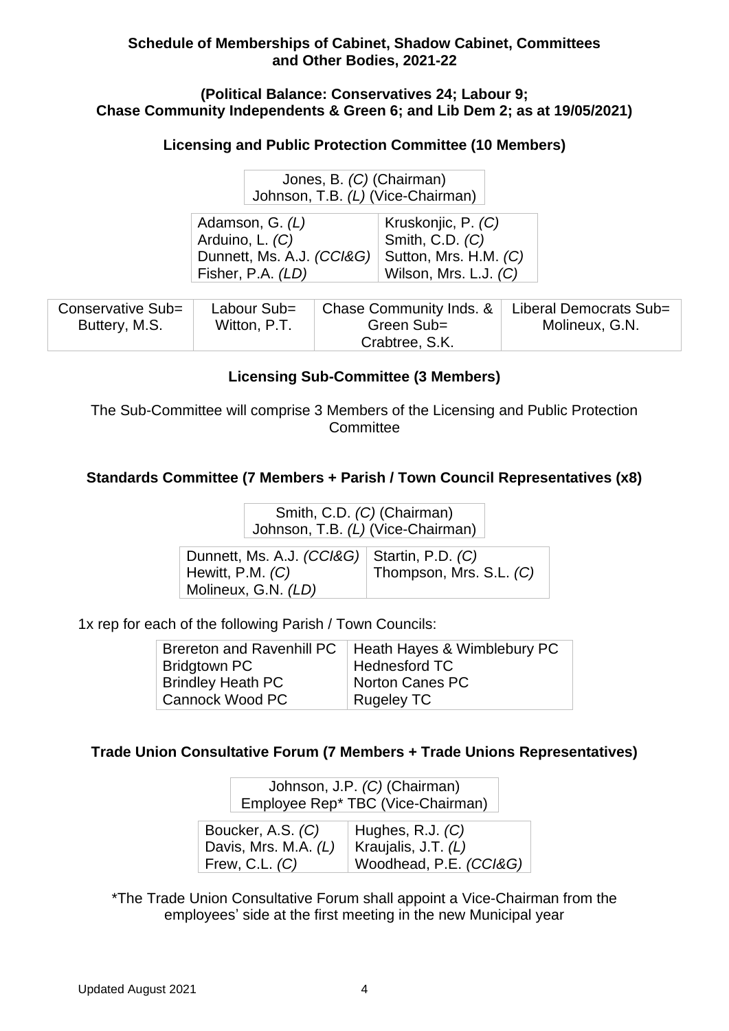**Schedule of Memberships of Cabinet, Shadow Cabinet, Committees and Other Bodies, 2021-22**

**(Political Balance: Conservatives 24; Labour 9; Chase Community Independents & Green 6; and Lib Dem 2; as at 19/05/2021)**

## Licensing and Public Protection Committee (10 Members)

| Jones, B. *(C)* (Chairman) |
|---|
| Johnson, T.B. *(L)* (Vice-Chairman) |

| | |
|---|---|
| Adamson, G. *(L)* | Kruskonjic, P. *(C)* |
| Arduino, L. *(C)* | Smith, C.D. *(C)* |
| Dunnett, Ms. A.J. *(CCI&G)* | Sutton, Mrs. H.M. *(C)* |
| Fisher, P.A. *(LD)* | Wilson, Mrs. L.J. *(C)* |

| Conservative Sub= | Labour Sub= | Chase Community Inds. & Green Sub= | Liberal Democrats Sub= |
|---|---|---|---|
| Buttery, M.S. | Witton, P.T. | Crabtree, S.K. | Molineux, G.N. |

## Licensing Sub-Committee (3 Members)

The Sub-Committee will comprise 3 Members of the Licensing and Public Protection Committee

## Standards Committee (7 Members + Parish / Town Council Representatives (x8)

| Smith, C.D. *(C)* (Chairman) |
|---|
| Johnson, T.B. *(L)* (Vice-Chairman) |

| | |
|---|---|
| Dunnett, Ms. A.J. *(CCI&G)* | Startin, P.D. *(C)* |
| Hewitt, P.M. *(C)* | Thompson, Mrs. S.L. *(C)* |
| Molineux, G.N. *(LD)* | |

1x rep for each of the following Parish / Town Councils:

| | |
|---|---|
| Brereton and Ravenhill PC | Heath Hayes & Wimblebury PC |
| Bridgtown PC | Hednesford TC |
| Brindley Heath PC | Norton Canes PC |
| Cannock Wood PC | Rugeley TC |

## Trade Union Consultative Forum (7 Members + Trade Unions Representatives)

| Johnson, J.P. *(C)* (Chairman) |
|---|
| Employee Rep* TBC (Vice-Chairman) |

| | |
|---|---|
| Boucker, A.S. *(C)* | Hughes, R.J. *(C)* |
| Davis, Mrs. M.A. *(L)* | Kraujalis, J.T. *(L)* |
| Frew, C.L. *(C)* | Woodhead, P.E. *(CCI&G)* |

*The Trade Union Consultative Forum shall appoint a Vice-Chairman from the employees' side at the first meeting in the new Municipal year

Updated August 2021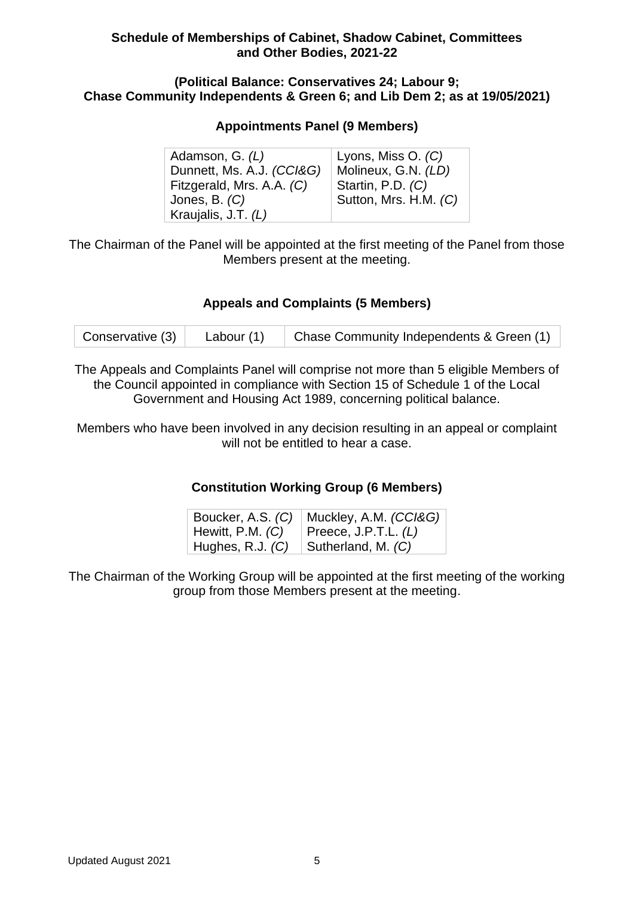**Schedule of Memberships of Cabinet, Shadow Cabinet, Committees and Other Bodies, 2021-22**

**(Political Balance: Conservatives 24; Labour 9; Chase Community Independents & Green 6; and Lib Dem 2; as at 19/05/2021)**

### Appointments Panel (9 Members)

| | |
|---|---|
| Adamson, G. *(L)* | Lyons, Miss O. *(C)* |
| Dunnett, Ms. A.J. *(CCI&G)* | Molineux, G.N. *(LD)* |
| Fitzgerald, Mrs. A.A. *(C)* | Startin, P.D. *(C)* |
| Jones, B. *(C)* | Sutton, Mrs. H.M. *(C)* |
| Kraujalis, J.T. *(L)* | |

The Chairman of the Panel will be appointed at the first meeting of the Panel from those Members present at the meeting.

### Appeals and Complaints (5 Members)

| | | |
|---|---|---|
| Conservative (3) | Labour (1) | Chase Community Independents & Green (1) |

The Appeals and Complaints Panel will comprise not more than 5 eligible Members of the Council appointed in compliance with Section 15 of Schedule 1 of the Local Government and Housing Act 1989, concerning political balance.

Members who have been involved in any decision resulting in an appeal or complaint will not be entitled to hear a case.

### Constitution Working Group (6 Members)

| | |
|---|---|
| Boucker, A.S. *(C)* | Muckley, A.M. *(CCI&G)* |
| Hewitt, P.M. *(C)* | Preece, J.P.T.L. *(L)* |
| Hughes, R.J. *(C)* | Sutherland, M. *(C)* |

The Chairman of the Working Group will be appointed at the first meeting of the working group from those Members present at the meeting.

Updated August 2021